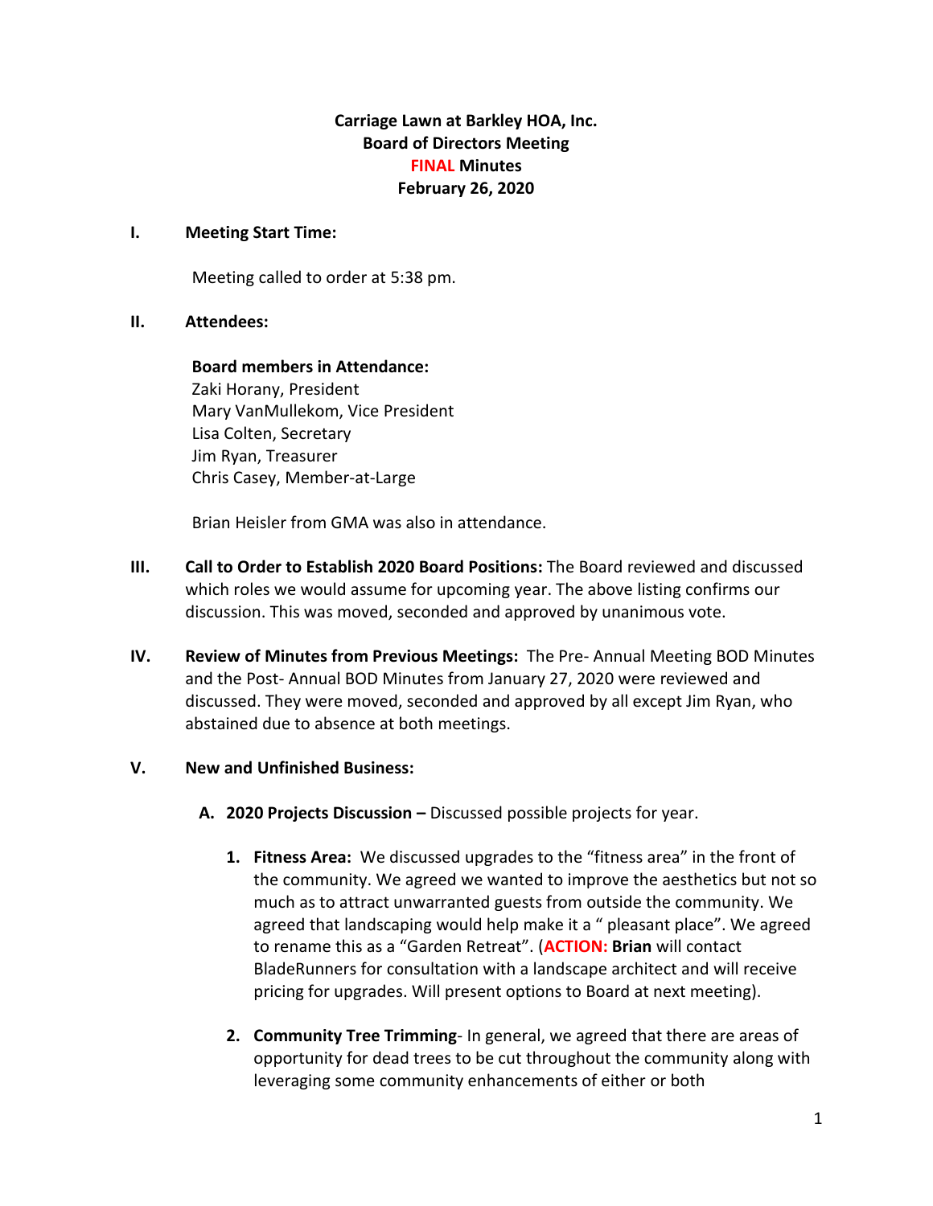**Carriage Lawn at Barkley HOA, Inc.**
**Board of Directors Meeting**
**FINAL Minutes**
**February 26, 2020**

**I. Meeting Start Time:**

Meeting called to order at 5:38 pm.

**II. Attendees:**

**Board members in Attendance:**
Zaki Horany, President
Mary VanMullekom, Vice President
Lisa Colten, Secretary
Jim Ryan, Treasurer
Chris Casey, Member-at-Large

Brian Heisler from GMA was also in attendance.

**III. Call to Order to Establish 2020 Board Positions:** The Board reviewed and discussed which roles we would assume for upcoming year. The above listing confirms our discussion. This was moved, seconded and approved by unanimous vote.

**IV. Review of Minutes from Previous Meetings:** The Pre- Annual Meeting BOD Minutes and the Post- Annual BOD Minutes from January 27, 2020 were reviewed and discussed. They were moved, seconded and approved by all except Jim Ryan, who abstained due to absence at both meetings.

**V. New and Unfinished Business:**

**A. 2020 Projects Discussion –** Discussed possible projects for year.

1. **Fitness Area:** We discussed upgrades to the "fitness area" in the front of the community. We agreed we wanted to improve the aesthetics but not so much as to attract unwarranted guests from outside the community. We agreed that landscaping would help make it a " pleasant place". We agreed to rename this as a "Garden Retreat". (**ACTION: Brian** will contact BladeRunners for consultation with a landscape architect and will receive pricing for upgrades. Will present options to Board at next meeting).

2. **Community Tree Trimming**- In general, we agreed that there are areas of opportunity for dead trees to be cut throughout the community along with leveraging some community enhancements of either or both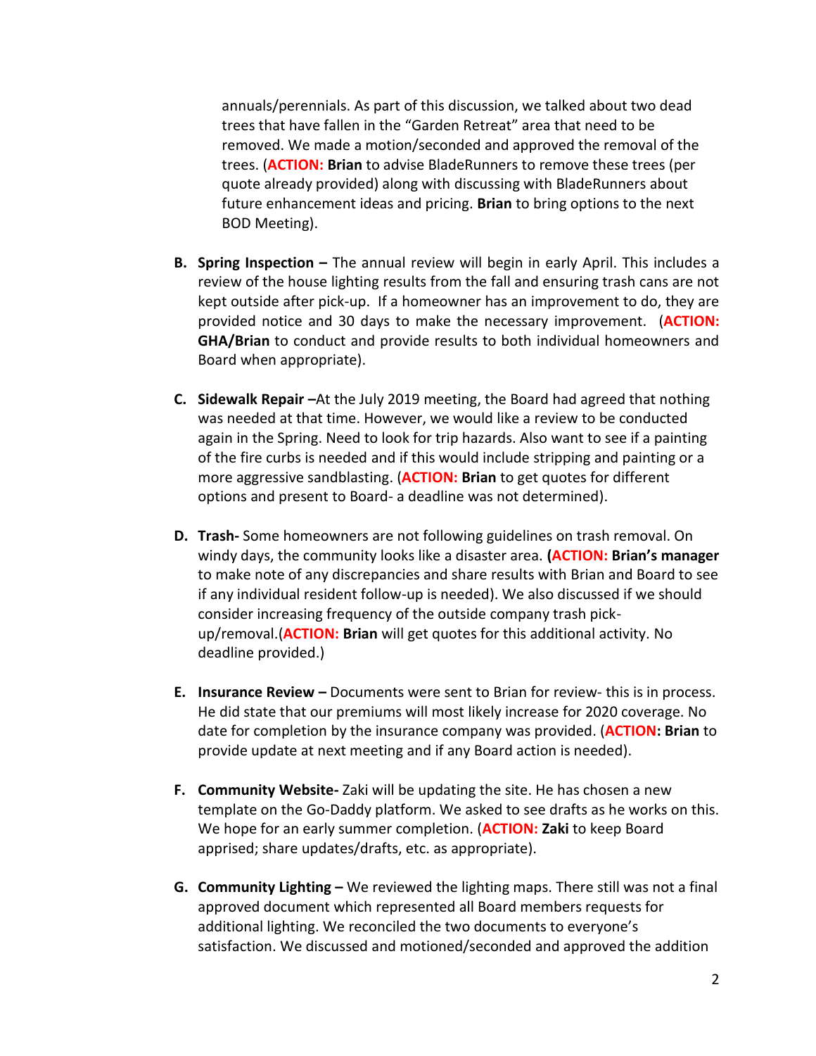annuals/perennials. As part of this discussion, we talked about two dead trees that have fallen in the "Garden Retreat" area that need to be removed. We made a motion/seconded and approved the removal of the trees. (**ACTION: Brian** to advise BladeRunners to remove these trees (per quote already provided) along with discussing with BladeRunners about future enhancement ideas and pricing. **Brian** to bring options to the next BOD Meeting).

B. **Spring Inspection –** The annual review will begin in early April. This includes a review of the house lighting results from the fall and ensuring trash cans are not kept outside after pick-up. If a homeowner has an improvement to do, they are provided notice and 30 days to make the necessary improvement. (**ACTION: GHA/Brian** to conduct and provide results to both individual homeowners and Board when appropriate).

C. **Sidewalk Repair –**At the July 2019 meeting, the Board had agreed that nothing was needed at that time. However, we would like a review to be conducted again in the Spring. Need to look for trip hazards. Also want to see if a painting of the fire curbs is needed and if this would include stripping and painting or a more aggressive sandblasting. (**ACTION: Brian** to get quotes for different options and present to Board- a deadline was not determined).

D. **Trash-** Some homeowners are not following guidelines on trash removal. On windy days, the community looks like a disaster area. **(ACTION: Brian's manager** to make note of any discrepancies and share results with Brian and Board to see if any individual resident follow-up is needed). We also discussed if we should consider increasing frequency of the outside company trash pick-up/removal.(**ACTION: Brian** will get quotes for this additional activity. No deadline provided.)

E. **Insurance Review –** Documents were sent to Brian for review- this is in process. He did state that our premiums will most likely increase for 2020 coverage. No date for completion by the insurance company was provided. (**ACTION: Brian** to provide update at next meeting and if any Board action is needed).

F. **Community Website-** Zaki will be updating the site. He has chosen a new template on the Go-Daddy platform. We asked to see drafts as he works on this. We hope for an early summer completion. (**ACTION: Zaki** to keep Board apprised; share updates/drafts, etc. as appropriate).

G. **Community Lighting –** We reviewed the lighting maps. There still was not a final approved document which represented all Board members requests for additional lighting. We reconciled the two documents to everyone's satisfaction. We discussed and motioned/seconded and approved the addition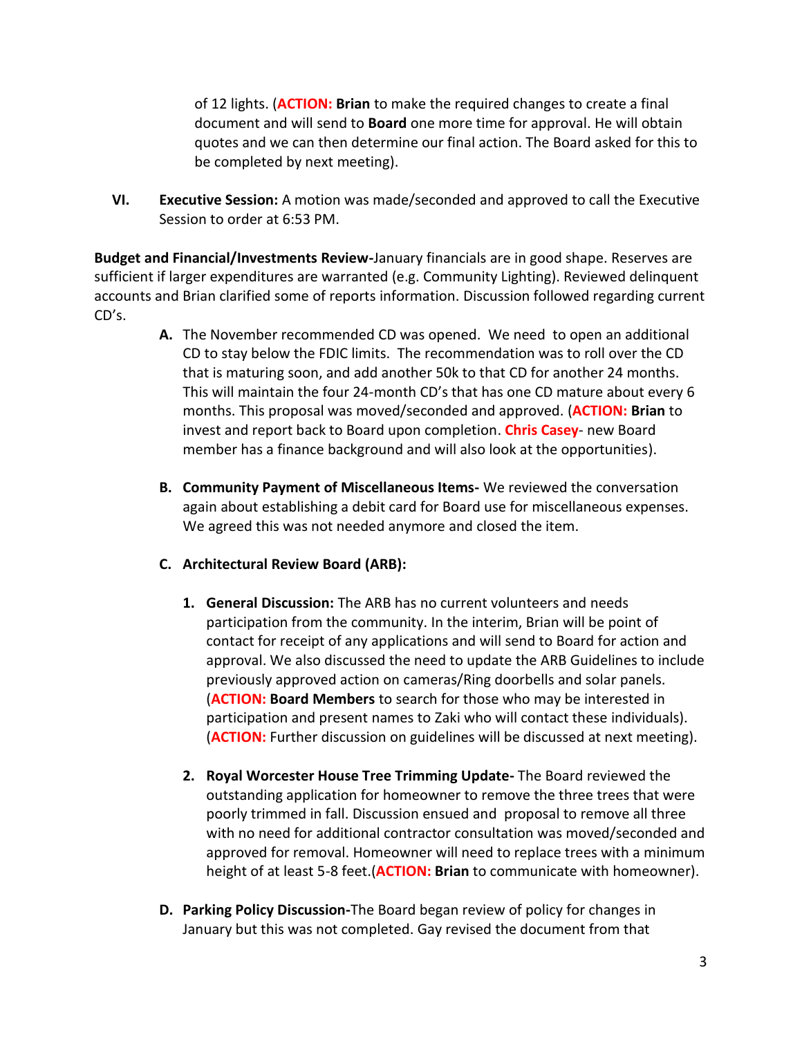of 12 lights. (**ACTION: Brian** to make the required changes to create a final document and will send to **Board** one more time for approval. He will obtain quotes and we can then determine our final action. The Board asked for this to be completed by next meeting).

**VI. Executive Session:** A motion was made/seconded and approved to call the Executive Session to order at 6:53 PM.

**Budget and Financial/Investments Review-**January financials are in good shape. Reserves are sufficient if larger expenditures are warranted (e.g. Community Lighting). Reviewed delinquent accounts and Brian clarified some of reports information. Discussion followed regarding current CD's.

**A.** The November recommended CD was opened. We need to open an additional CD to stay below the FDIC limits. The recommendation was to roll over the CD that is maturing soon, and add another 50k to that CD for another 24 months. This will maintain the four 24-month CD's that has one CD mature about every 6 months. This proposal was moved/seconded and approved. (**ACTION: Brian** to invest and report back to Board upon completion. **Chris Casey**- new Board member has a finance background and will also look at the opportunities).

**B. Community Payment of Miscellaneous Items-** We reviewed the conversation again about establishing a debit card for Board use for miscellaneous expenses. We agreed this was not needed anymore and closed the item.

**C. Architectural Review Board (ARB):**

1. **General Discussion:** The ARB has no current volunteers and needs participation from the community. In the interim, Brian will be point of contact for receipt of any applications and will send to Board for action and approval. We also discussed the need to update the ARB Guidelines to include previously approved action on cameras/Ring doorbells and solar panels. (**ACTION: Board Members** to search for those who may be interested in participation and present names to Zaki who will contact these individuals). (**ACTION:** Further discussion on guidelines will be discussed at next meeting).

2. **Royal Worcester House Tree Trimming Update-** The Board reviewed the outstanding application for homeowner to remove the three trees that were poorly trimmed in fall. Discussion ensued and proposal to remove all three with no need for additional contractor consultation was moved/seconded and approved for removal. Homeowner will need to replace trees with a minimum height of at least 5-8 feet.(**ACTION: Brian** to communicate with homeowner).

**D. Parking Policy Discussion-**The Board began review of policy for changes in January but this was not completed. Gay revised the document from that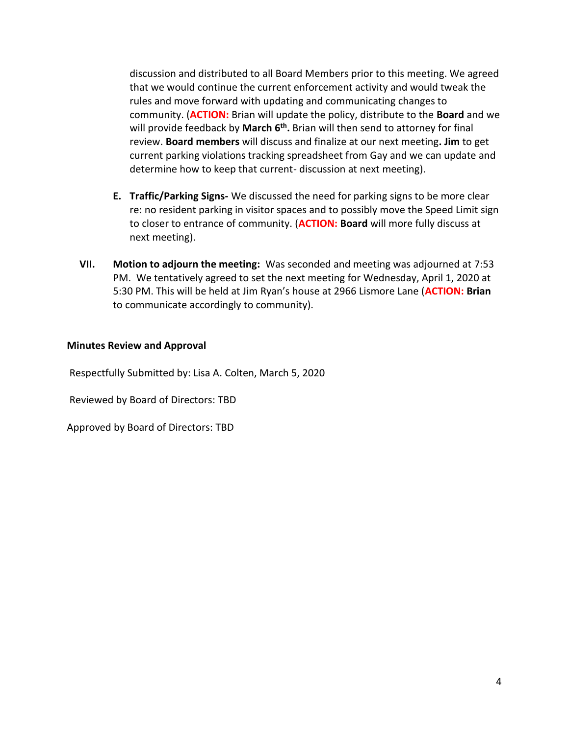discussion and distributed to all Board Members prior to this meeting. We agreed that we would continue the current enforcement activity and would tweak the rules and move forward with updating and communicating changes to community. (**ACTION:** Brian will update the policy, distribute to the **Board** and we will provide feedback by **March 6th.** Brian will then send to attorney for final review. **Board members** will discuss and finalize at our next meeting**. Jim** to get current parking violations tracking spreadsheet from Gay and we can update and determine how to keep that current- discussion at next meeting).

E. **Traffic/Parking Signs-** We discussed the need for parking signs to be more clear re: no resident parking in visitor spaces and to possibly move the Speed Limit sign to closer to entrance of community. (**ACTION: Board** will more fully discuss at next meeting).

**VII. Motion to adjourn the meeting:** Was seconded and meeting was adjourned at 7:53 PM. We tentatively agreed to set the next meeting for Wednesday, April 1, 2020 at 5:30 PM. This will be held at Jim Ryan's house at 2966 Lismore Lane (**ACTION: Brian** to communicate accordingly to community).

**Minutes Review and Approval**

Respectfully Submitted by: Lisa A. Colten, March 5, 2020

Reviewed by Board of Directors: TBD

Approved by Board of Directors: TBD